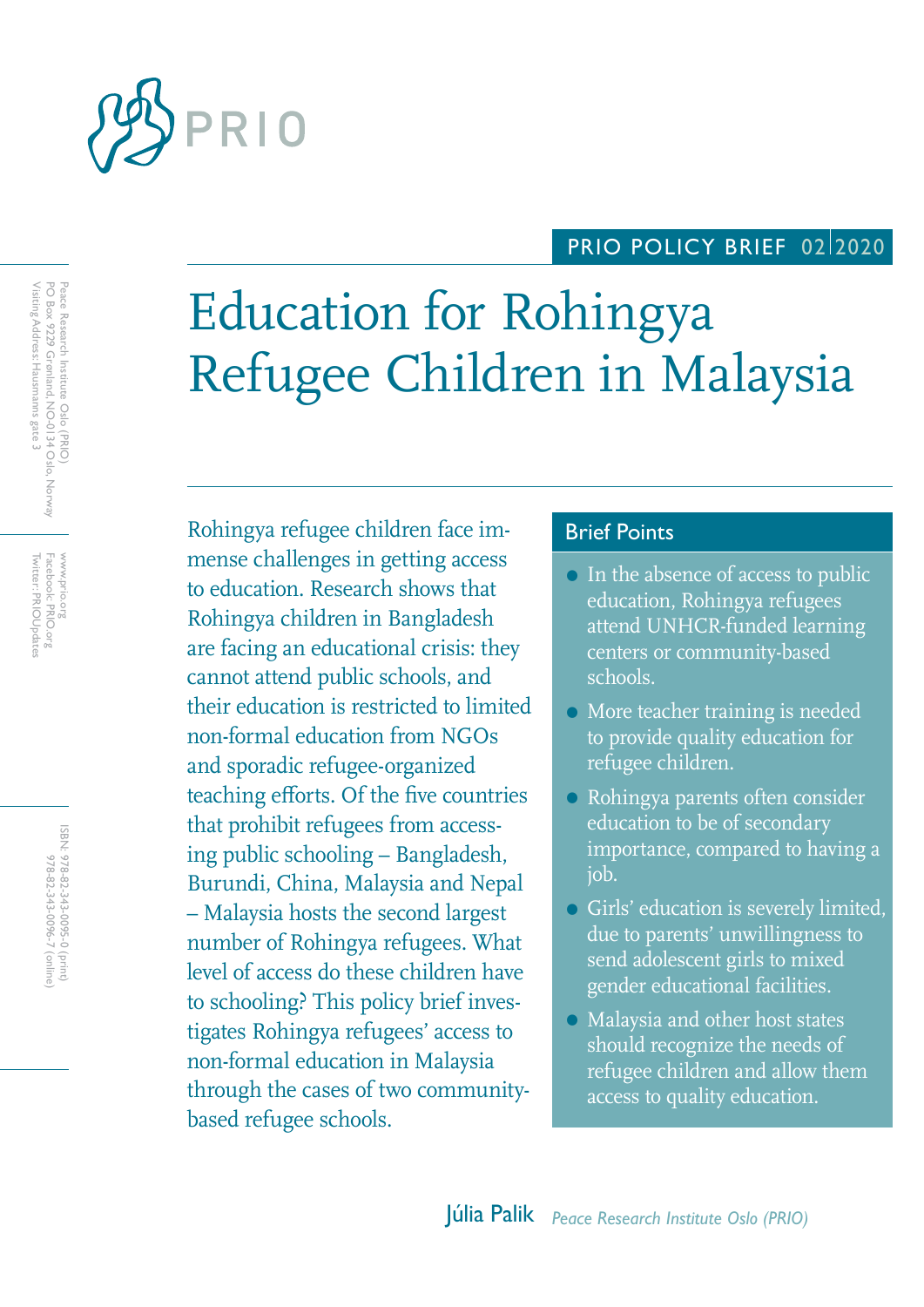PRIO

PRIO POLICY BRIEF 02 2020

# Education for Rohingya Refugee Children in Malaysia

Rohingya refugee children face immense challenges in getting access to education. Research shows that Rohingya children in Bangladesh are facing an educational crisis: they cannot attend public schools, and their education is restricted to limited non-formal education from NGOs and sporadic refugee-organized teaching efforts. Of the five countries that prohibit refugees from accessing public schooling – Bangladesh, Burundi, China, Malaysia and Nepal – Malaysia hosts the second largest number of Rohingya refugees. What level of access do these children have to schooling? This policy brief investigates Rohingya refugees' access to non-formal education in Malaysia through the cases of two community-based refugee schools.

## Brief Points

- In the absence of access to public education, Rohingya refugees attend UNHCR-funded learning centers or community-based schools.
- More teacher training is needed to provide quality education for refugee children.
- Rohingya parents often consider education to be of secondary importance, compared to having a job.
- Girls' education is severely limited, due to parents' unwillingness to send adolescent girls to mixed gender educational facilities.
- Malaysia and other host states should recognize the needs of refugee children and allow them access to quality education.

**Júlia Palik** *Peace Research Institute Oslo (PRIO)*

Peace Research Institute Oslo (PRIO)
PO Box 9229 Grønland, NO-0134 Oslo, Norway
Visiting Address: Hausmanns gate 3

www.prio.org
Facebook: PRIO.org
Twitter: PRIOUpdates

ISBN: 978-82-343-0095-0 (print)
978-82-343-0096-7 (online)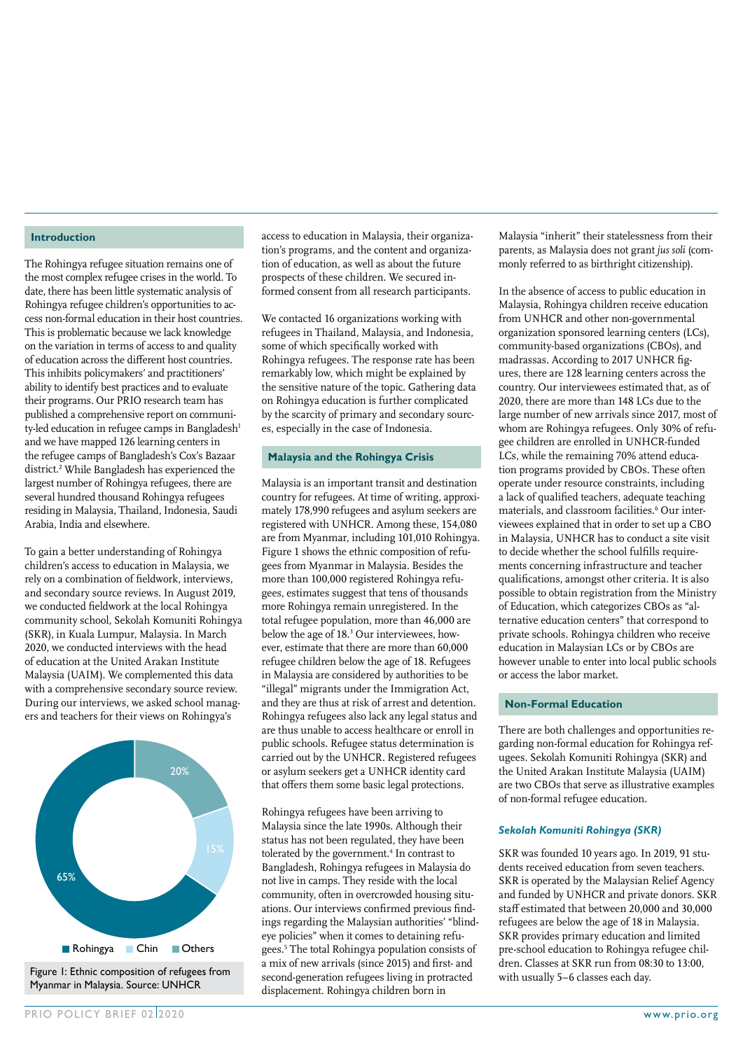## Introduction

The Rohingya refugee situation remains one of the most complex refugee crises in the world. To date, there has been little systematic analysis of Rohingya refugee children's opportunities to access non-formal education in their host countries. This is problematic because we lack knowledge on the variation in terms of access to and quality of education across the different host countries. This inhibits policymakers' and practitioners' ability to identify best practices and to evaluate their programs. Our PRIO research team has published a comprehensive report on community-led education in refugee camps in Bangladesh[1] and we have mapped 126 learning centers in the refugee camps of Bangladesh's Cox's Bazaar district.[2] While Bangladesh has experienced the largest number of Rohingya refugees, there are several hundred thousand Rohingya refugees residing in Malaysia, Thailand, Indonesia, Saudi Arabia, India and elsewhere.

To gain a better understanding of Rohingya children's access to education in Malaysia, we rely on a combination of fieldwork, interviews, and secondary source reviews. In August 2019, we conducted fieldwork at the local Rohingya community school, Sekolah Komuniti Rohingya (SKR), in Kuala Lumpur, Malaysia. In March 2020, we conducted interviews with the head of education at the United Arakan Institute Malaysia (UAIM). We complemented this data with a comprehensive secondary source review. During our interviews, we asked school managers and teachers for their views on Rohingya's access to education in Malaysia, their organization's programs, and the content and organization of education, as well as about the future prospects of these children. We secured informed consent from all research participants.

We contacted 16 organizations working with refugees in Thailand, Malaysia, and Indonesia, some of which specifically worked with Rohingya refugees. The response rate has been remarkably low, which might be explained by the sensitive nature of the topic. Gathering data on Rohingya education is further complicated by the scarcity of primary and secondary sources, especially in the case of Indonesia.

65%, 15%, 20%

Rohingya, Chin, Others

Figure 1: Ethnic composition of refugees from Myanmar in Malaysia. Source: UNHCR

## Malaysia and the Rohingya Crisis

Malaysia is an important transit and destination country for refugees. At time of writing, approximately 178,990 refugees and asylum seekers are registered with UNHCR. Among these, 154,080 are from Myanmar, including 101,010 Rohingya. Figure 1 shows the ethnic composition of refugees from Myanmar in Malaysia. Besides the more than 100,000 registered Rohingya refugees, estimates suggest that tens of thousands more Rohingya remain unregistered. In the total refugee population, more than 46,000 are below the age of 18.[3] Our interviewees, however, estimate that there are more than 60,000 refugee children below the age of 18. Refugees in Malaysia are considered by authorities to be "illegal" migrants under the Immigration Act, and they are thus at risk of arrest and detention. Rohingya refugees also lack any legal status and are thus unable to access healthcare or enroll in public schools. Refugee status determination is carried out by the UNHCR. Registered refugees or asylum seekers get a UNHCR identity card that offers them some basic legal protections.

Rohingya refugees have been arriving to Malaysia since the late 1990s. Although their status has not been regulated, they have been tolerated by the government.[4] In contrast to Bangladesh, Rohingya refugees in Malaysia do not live in camps. They reside with the local community, often in overcrowded housing situations. Our interviews confirmed previous findings regarding the Malaysian authorities' "blind-eye policies" when it comes to detaining refugees.[5] The total Rohingya population consists of a mix of new arrivals (since 2015) and first- and second-generation refugees living in protracted displacement. Rohingya children born in Malaysia "inherit" their statelessness from their parents, as Malaysia does not grant *jus soli* (commonly referred to as birthright citizenship).

In the absence of access to public education in Malaysia, Rohingya children receive education from UNHCR and other non-governmental organization sponsored learning centers (LCs), community-based organizations (CBOs), and madrassas. According to 2017 UNHCR figures, there are 128 learning centers across the country. Our interviewees estimated that, as of 2020, there are more than 148 LCs due to the large number of new arrivals since 2017, most of whom are Rohingya refugees. Only 30% of refugee children are enrolled in UNHCR-funded LCs, while the remaining 70% attend education programs provided by CBOs. These often operate under resource constraints, including a lack of qualified teachers, adequate teaching materials, and classroom facilities.[6] Our interviewees explained that in order to set up a CBO in Malaysia, UNHCR has to conduct a site visit to decide whether the school fulfills requirements concerning infrastructure and teacher qualifications, amongst other criteria. It is also possible to obtain registration from the Ministry of Education, which categorizes CBOs as "alternative education centers" that correspond to private schools. Rohingya children who receive education in Malaysian LCs or by CBOs are however unable to enter into local public schools or access the labor market.

## Non-Formal Education

There are both challenges and opportunities regarding non-formal education for Rohingya refugees. Sekolah Komuniti Rohingya (SKR) and the United Arakan Institute Malaysia (UAIM) are two CBOs that serve as illustrative examples of non-formal refugee education.

### *Sekolah Komuniti Rohingya (SKR)*

SKR was founded 10 years ago. In 2019, 91 students received education from seven teachers. SKR is operated by the Malaysian Relief Agency and funded by UNHCR and private donors. SKR staff estimated that between 20,000 and 30,000 refugees are below the age of 18 in Malaysia. SKR provides primary education and limited pre-school education to Rohingya refugee children. Classes at SKR run from 08:30 to 13:00, with usually 5–6 classes each day.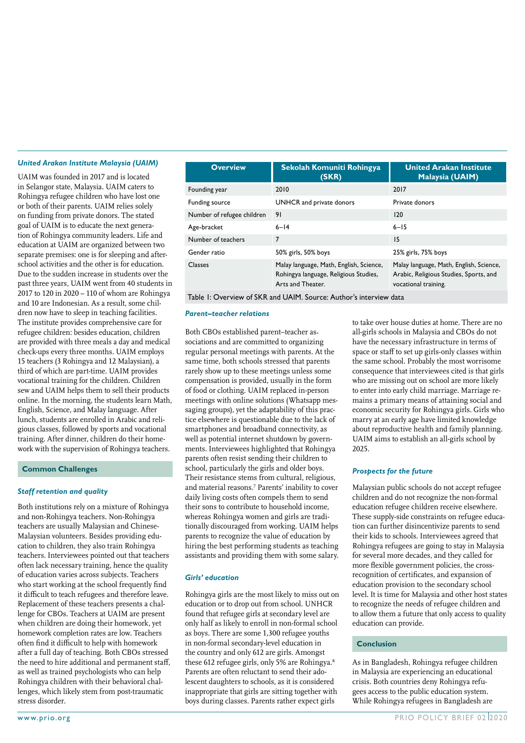### *United Arakan Institute Malaysia (UAIM)*

UAIM was founded in 2017 and is located in Selangor state, Malaysia. UAIM caters to Rohingya refugee children who have lost one or both of their parents. UAIM relies solely on funding from private donors. The stated goal of UAIM is to educate the next generation of Rohingya community leaders. Life and education at UAIM are organized between two separate premises: one is for sleeping and after-school activities and the other is for education. Due to the sudden increase in students over the past three years, UAIM went from 40 students in 2017 to 120 in 2020 – 110 of whom are Rohingya and 10 are Indonesian. As a result, some children now have to sleep in teaching facilities. The institute provides comprehensive care for refugee children: besides education, children are provided with three meals a day and medical check-ups every three months. UAIM employs 15 teachers (3 Rohingya and 12 Malaysian), a third of which are part-time. UAIM provides vocational training for the children. Children sew and UAIM helps them to sell their products online. In the morning, the students learn Math, English, Science, and Malay language. After lunch, students are enrolled in Arabic and religious classes, followed by sports and vocational training. After dinner, children do their homework with the supervision of Rohingya teachers.

| Overview | Sekolah Komuniti Rohingya (SKR) | United Arakan Institute Malaysia (UAIM) |
|---|---|---|
| Founding year | 2010 | 2017 |
| Funding source | UNHCR and private donors | Private donors |
| Number of refugee children | 91 | 120 |
| Age-bracket | 6–14 | 6–15 |
| Number of teachers | 7 | 15 |
| Gender ratio | 50% girls, 50% boys | 25% girls, 75% boys |
| Classes | Malay language, Math, English, Science, Rohingya language, Religious Studies, Arts and Theater. | Malay language, Math, English, Science, Arabic, Religious Studies, Sports, and vocational training. |

Table 1: Overview of SKR and UAIM. Source: Author's interview data

## Common Challenges

### *Staff retention and quality*

Both institutions rely on a mixture of Rohingya and non-Rohingya teachers. Non-Rohingya teachers are usually Malaysian and Chinese-Malaysian volunteers. Besides providing education to children, they also train Rohingya teachers. Interviewees pointed out that teachers often lack necessary training, hence the quality of education varies across subjects. Teachers who start working at the school frequently find it difficult to teach refugees and therefore leave. Replacement of these teachers presents a challenge for CBOs. Teachers at UAIM are present when children are doing their homework, yet homework completion rates are low. Teachers often find it difficult to help with homework after a full day of teaching. Both CBOs stressed the need to hire additional and permanent staff, as well as trained psychologists who can help Rohingya children with their behavioral challenges, which likely stem from post-traumatic stress disorder.

### *Parent–teacher relations*

Both CBOs established parent–teacher associations and are committed to organizing regular personal meetings with parents. At the same time, both schools stressed that parents rarely show up to these meetings unless some compensation is provided, usually in the form of food or clothing. UAIM replaced in-person meetings with online solutions (Whatsapp messaging groups), yet the adaptability of this practice elsewhere is questionable due to the lack of smartphones and broadband connectivity, as well as potential internet shutdown by governments. Interviewees highlighted that Rohingya parents often resist sending their children to school, particularly the girls and older boys. Their resistance stems from cultural, religious, and material reasons.[7] Parents' inability to cover daily living costs often compels them to send their sons to contribute to household income, whereas Rohingya women and girls are traditionally discouraged from working. UAIM helps parents to recognize the value of education by hiring the best performing students as teaching assistants and providing them with some salary.

### *Girls' education*

Rohingya girls are the most likely to miss out on education or to drop out from school. UNHCR found that refugee girls at secondary level are only half as likely to enroll in non-formal school as boys. There are some 1,300 refugee youths in non-formal secondary-level education in the country and only 612 are girls. Amongst these 612 refugee girls, only 5% are Rohingya.[8] Parents are often reluctant to send their adolescent daughters to schools, as it is considered inappropriate that girls are sitting together with boys during classes. Parents rather expect girls to take over house duties at home. There are no all-girls schools in Malaysia and CBOs do not have the necessary infrastructure in terms of space or staff to set up girls-only classes within the same school. Probably the most worrisome consequence that interviewees cited is that girls who are missing out on school are more likely to enter into early child marriage. Marriage remains a primary means of attaining social and economic security for Rohingya girls. Girls who marry at an early age have limited knowledge about reproductive health and family planning. UAIM aims to establish an all-girls school by 2025.

### *Prospects for the future*

Malaysian public schools do not accept refugee children and do not recognize the non-formal education refugee children receive elsewhere. These supply-side constraints on refugee education can further disincentivize parents to send their kids to schools. Interviewees agreed that Rohingya refugees are going to stay in Malaysia for several more decades, and they called for more flexible government policies, the cross-recognition of certificates, and expansion of education provision to the secondary school level. It is time for Malaysia and other host states to recognize the needs of refugee children and to allow them a future that only access to quality education can provide.

## Conclusion

As in Bangladesh, Rohingya refugee children in Malaysia are experiencing an educational crisis. Both countries deny Rohingya refugees access to the public education system. While Rohingya refugees in Bangladesh are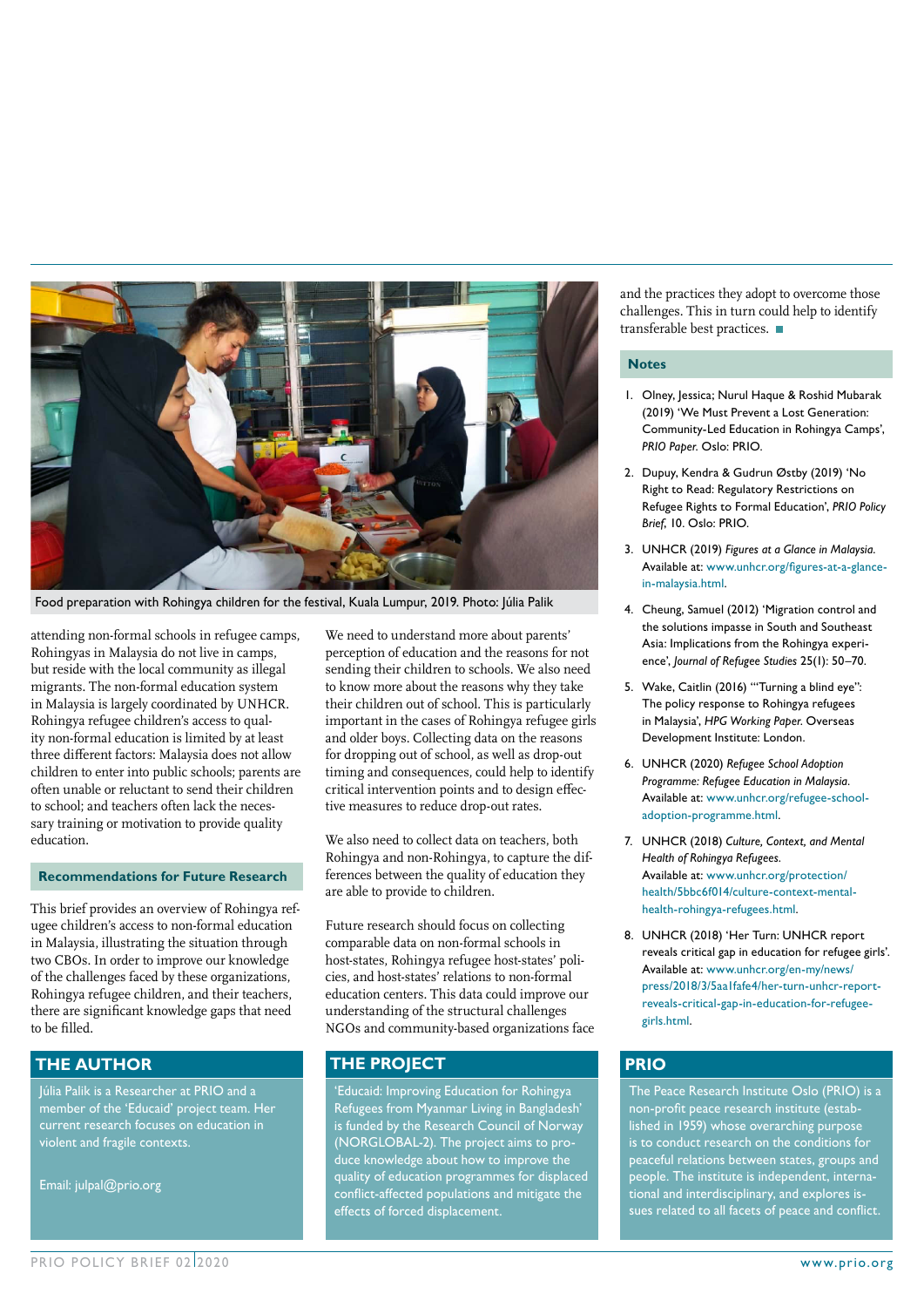Food preparation with Rohingya children for the festival, Kuala Lumpur, 2019. Photo: Júlia Palik

attending non-formal schools in refugee camps, Rohingyas in Malaysia do not live in camps, but reside with the local community as illegal migrants. The non-formal education system in Malaysia is largely coordinated by UNHCR. Rohingya refugee children's access to quality non-formal education is limited by at least three different factors: Malaysia does not allow children to enter into public schools; parents are often unable or reluctant to send their children to school; and teachers often lack the necessary training or motivation to provide quality education.

## Recommendations for Future Research

This brief provides an overview of Rohingya refugee children's access to non-formal education in Malaysia, illustrating the situation through two CBOs. In order to improve our knowledge of the challenges faced by these organizations, Rohingya refugee children, and their teachers, there are significant knowledge gaps that need to be filled.

We need to understand more about parents' perception of education and the reasons for not sending their children to schools. We also need to know more about the reasons why they take their children out of school. This is particularly important in the cases of Rohingya refugee girls and older boys. Collecting data on the reasons for dropping out of school, as well as drop-out timing and consequences, could help to identify critical intervention points and to design effective measures to reduce drop-out rates.

We also need to collect data on teachers, both Rohingya and non-Rohingya, to capture the differences between the quality of education they are able to provide to children.

Future research should focus on collecting comparable data on non-formal schools in host-states, Rohingya refugee host-states' policies, and host-states' relations to non-formal education centers. This data could improve our understanding of the structural challenges NGOs and community-based organizations face and the practices they adopt to overcome those challenges. This in turn could help to identify transferable best practices. ■

## Notes

1. Olney, Jessica; Nurul Haque & Roshid Mubarak (2019) 'We Must Prevent a Lost Generation: Community-Led Education in Rohingya Camps', *PRIO Paper*. Oslo: PRIO.
2. Dupuy, Kendra & Gudrun Østby (2019) 'No Right to Read: Regulatory Restrictions on Refugee Rights to Formal Education', *PRIO Policy Brief*, 10. Oslo: PRIO.
3. UNHCR (2019) *Figures at a Glance in Malaysia*. Available at: www.unhcr.org/figures-at-a-glance-in-malaysia.html.
4. Cheung, Samuel (2012) 'Migration control and the solutions impasse in South and Southeast Asia: Implications from the Rohingya experience', *Journal of Refugee Studies* 25(1): 50–70.
5. Wake, Caitlin (2016) '"Turning a blind eye": The policy response to Rohingya refugees in Malaysia', *HPG Working Paper*. Overseas Development Institute: London.
6. UNHCR (2020) *Refugee School Adoption Programme: Refugee Education in Malaysia*. Available at: www.unhcr.org/refugee-school-adoption-programme.html.
7. UNHCR (2018) *Culture, Context, and Mental Health of Rohingya Refugees*. Available at: www.unhcr.org/protection/health/5bbc6f014/culture-context-mental-health-rohingya-refugees.html.
8. UNHCR (2018) 'Her Turn: UNHCR report reveals critical gap in education for refugee girls'. Available at: www.unhcr.org/en-my/news/press/2018/3/5aa1fafe4/her-turn-unhcr-report-reveals-critical-gap-in-education-for-refugee-girls.html.

## THE AUTHOR

Júlia Palik is a Researcher at PRIO and a member of the 'Educaid' project team. Her current research focuses on education in violent and fragile contexts.

Email: julpal@prio.org

## THE PROJECT

'Educaid: Improving Education for Rohingya Refugees from Myanmar Living in Bangladesh' is funded by the Research Council of Norway (NORGLOBAL-2). The project aims to produce knowledge about how to improve the quality of education programmes for displaced conflict-affected populations and mitigate the effects of forced displacement.

## PRIO

The Peace Research Institute Oslo (PRIO) is a non-profit peace research institute (established in 1959) whose overarching purpose is to conduct research on the conditions for peaceful relations between states, groups and people. The institute is independent, international and interdisciplinary, and explores issues related to all facets of peace and conflict.